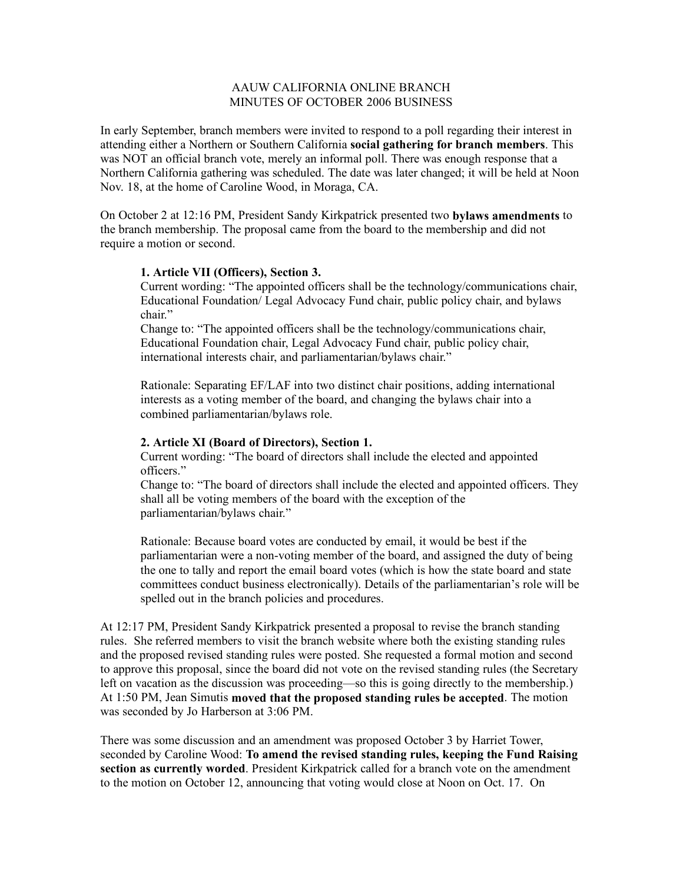# AAUW CALIFORNIA ONLINE BRANCH
## MINUTES OF OCTOBER 2006 BUSINESS

In early September, branch members were invited to respond to a poll regarding their interest in attending either a Northern or Southern California **social gathering for branch members**. This was NOT an official branch vote, merely an informal poll. There was enough response that a Northern California gathering was scheduled. The date was later changed; it will be held at Noon Nov. 18, at the home of Caroline Wood, in Moraga, CA.

On October 2 at 12:16 PM, President Sandy Kirkpatrick presented two **bylaws amendments** to the branch membership. The proposal came from the board to the membership and did not require a motion or second.

> **1. Article VII (Officers), Section 3.**
> Current wording: "The appointed officers shall be the technology/communications chair, Educational Foundation/ Legal Advocacy Fund chair, public policy chair, and bylaws chair."
> Change to: "The appointed officers shall be the technology/communications chair, Educational Foundation chair, Legal Advocacy Fund chair, public policy chair, international interests chair, and parliamentarian/bylaws chair."
>
> Rationale: Separating EF/LAF into two distinct chair positions, adding international interests as a voting member of the board, and changing the bylaws chair into a combined parliamentarian/bylaws role.
>
> **2. Article XI (Board of Directors), Section 1.**
> Current wording: "The board of directors shall include the elected and appointed officers."
> Change to: "The board of directors shall include the elected and appointed officers. They shall all be voting members of the board with the exception of the parliamentarian/bylaws chair."
>
> Rationale: Because board votes are conducted by email, it would be best if the parliamentarian were a non-voting member of the board, and assigned the duty of being the one to tally and report the email board votes (which is how the state board and state committees conduct business electronically). Details of the parliamentarian's role will be spelled out in the branch policies and procedures.

At 12:17 PM, President Sandy Kirkpatrick presented a proposal to revise the branch standing rules. She referred members to visit the branch website where both the existing standing rules and the proposed revised standing rules were posted. She requested a formal motion and second to approve this proposal, since the board did not vote on the revised standing rules (the Secretary left on vacation as the discussion was proceeding—so this is going directly to the membership.) At 1:50 PM, Jean Simutis **moved that the proposed standing rules be accepted**. The motion was seconded by Jo Harberson at 3:06 PM.

There was some discussion and an amendment was proposed October 3 by Harriet Tower, seconded by Caroline Wood: **To amend the revised standing rules, keeping the Fund Raising section as currently worded**. President Kirkpatrick called for a branch vote on the amendment to the motion on October 12, announcing that voting would close at Noon on Oct. 17. On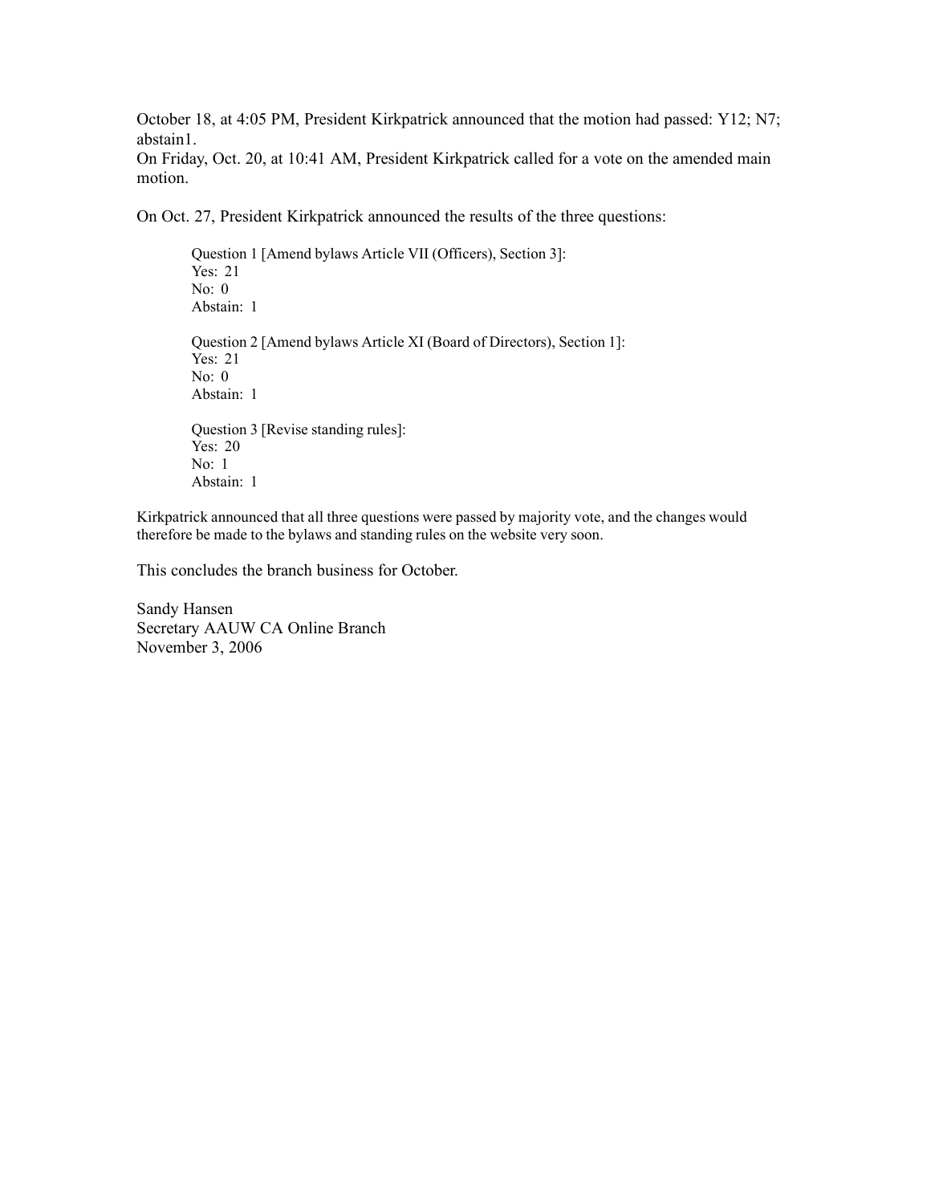October 18, at 4:05 PM, President Kirkpatrick announced that the motion had passed: Y12; N7; abstain1.
On Friday, Oct. 20, at 10:41 AM, President Kirkpatrick called for a vote on the amended main motion.

On Oct. 27, President Kirkpatrick announced the results of the three questions:

> Question 1 [Amend bylaws Article VII (Officers), Section 3]:
> Yes: 21
> No: 0
> Abstain: 1
>
> Question 2 [Amend bylaws Article XI (Board of Directors), Section 1]:
> Yes: 21
> No: 0
> Abstain: 1
>
> Question 3 [Revise standing rules]:
> Yes: 20
> No: 1
> Abstain: 1

Kirkpatrick announced that all three questions were passed by majority vote, and the changes would therefore be made to the bylaws and standing rules on the website very soon.

This concludes the branch business for October.

Sandy Hansen
Secretary AAUW CA Online Branch
November 3, 2006